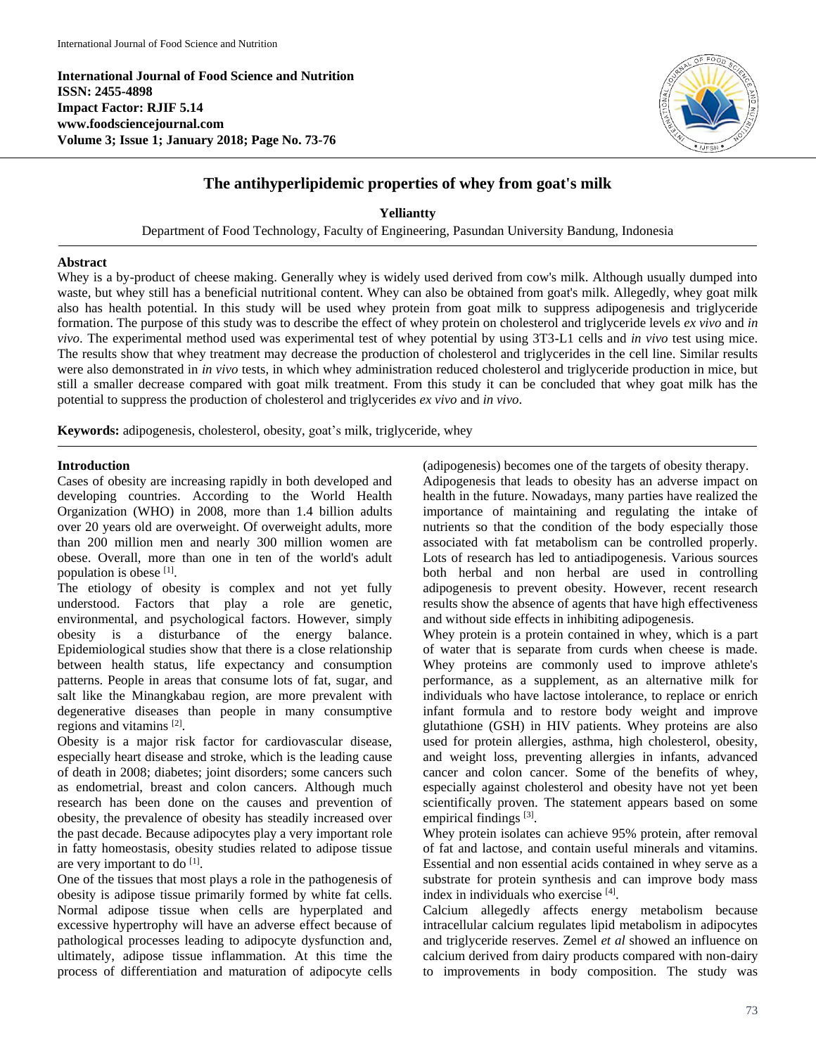International Journal of Food Science and Nutrition
ISSN: 2455-4898
Impact Factor: RJIF 5.14
www.foodsciencejournal.com
Volume 3; Issue 1; January 2018; Page No. 73-76

# The antihyperlipidemic properties of whey from goat's milk

**Yelliantty**

Department of Food Technology, Faculty of Engineering, Pasundan University Bandung, Indonesia

## Abstract

Whey is a by-product of cheese making. Generally whey is widely used derived from cow's milk. Although usually dumped into waste, but whey still has a beneficial nutritional content. Whey can also be obtained from goat's milk. Allegedly, whey goat milk also has health potential. In this study will be used whey protein from goat milk to suppress adipogenesis and triglyceride formation. The purpose of this study was to describe the effect of whey protein on cholesterol and triglyceride levels *ex vivo* and *in vivo*. The experimental method used was experimental test of whey potential by using 3T3-L1 cells and *in vivo* test using mice. The results show that whey treatment may decrease the production of cholesterol and triglycerides in the cell line. Similar results were also demonstrated in *in vivo* tests, in which whey administration reduced cholesterol and triglyceride production in mice, but still a smaller decrease compared with goat milk treatment. From this study it can be concluded that whey goat milk has the potential to suppress the production of cholesterol and triglycerides *ex vivo* and *in vivo*.

**Keywords:** adipogenesis, cholesterol, obesity, goat's milk, triglyceride, whey

## Introduction

Cases of obesity are increasing rapidly in both developed and developing countries. According to the World Health Organization (WHO) in 2008, more than 1.4 billion adults over 20 years old are overweight. Of overweight adults, more than 200 million men and nearly 300 million women are obese. Overall, more than one in ten of the world's adult population is obese [1].

The etiology of obesity is complex and not yet fully understood. Factors that play a role are genetic, environmental, and psychological factors. However, simply obesity is a disturbance of the energy balance. Epidemiological studies show that there is a close relationship between health status, life expectancy and consumption patterns. People in areas that consume lots of fat, sugar, and salt like the Minangkabau region, are more prevalent with degenerative diseases than people in many consumptive regions and vitamins [2].

Obesity is a major risk factor for cardiovascular disease, especially heart disease and stroke, which is the leading cause of death in 2008; diabetes; joint disorders; some cancers such as endometrial, breast and colon cancers. Although much research has been done on the causes and prevention of obesity, the prevalence of obesity has steadily increased over the past decade. Because adipocytes play a very important role in fatty homeostasis, obesity studies related to adipose tissue are very important to do [1].

One of the tissues that most plays a role in the pathogenesis of obesity is adipose tissue primarily formed by white fat cells. Normal adipose tissue when cells are hyperplated and excessive hypertrophy will have an adverse effect because of pathological processes leading to adipocyte dysfunction and, ultimately, adipose tissue inflammation. At this time the process of differentiation and maturation of adipocyte cells (adipogenesis) becomes one of the targets of obesity therapy.

Adipogenesis that leads to obesity has an adverse impact on health in the future. Nowadays, many parties have realized the importance of maintaining and regulating the intake of nutrients so that the condition of the body especially those associated with fat metabolism can be controlled properly. Lots of research has led to antiadipogenesis. Various sources both herbal and non herbal are used in controlling adipogenesis to prevent obesity. However, recent research results show the absence of agents that have high effectiveness and without side effects in inhibiting adipogenesis.

Whey protein is a protein contained in whey, which is a part of water that is separate from curds when cheese is made. Whey proteins are commonly used to improve athlete's performance, as a supplement, as an alternative milk for individuals who have lactose intolerance, to replace or enrich infant formula and to restore body weight and improve glutathione (GSH) in HIV patients. Whey proteins are also used for protein allergies, asthma, high cholesterol, obesity, and weight loss, preventing allergies in infants, advanced cancer and colon cancer. Some of the benefits of whey, especially against cholesterol and obesity have not yet been scientifically proven. The statement appears based on some empirical findings [3].

Whey protein isolates can achieve 95% protein, after removal of fat and lactose, and contain useful minerals and vitamins. Essential and non essential acids contained in whey serve as a substrate for protein synthesis and can improve body mass index in individuals who exercise [4].

Calcium allegedly affects energy metabolism because intracellular calcium regulates lipid metabolism in adipocytes and triglyceride reserves. Zemel *et al* showed an influence on calcium derived from dairy products compared with non-dairy to improvements in body composition. The study was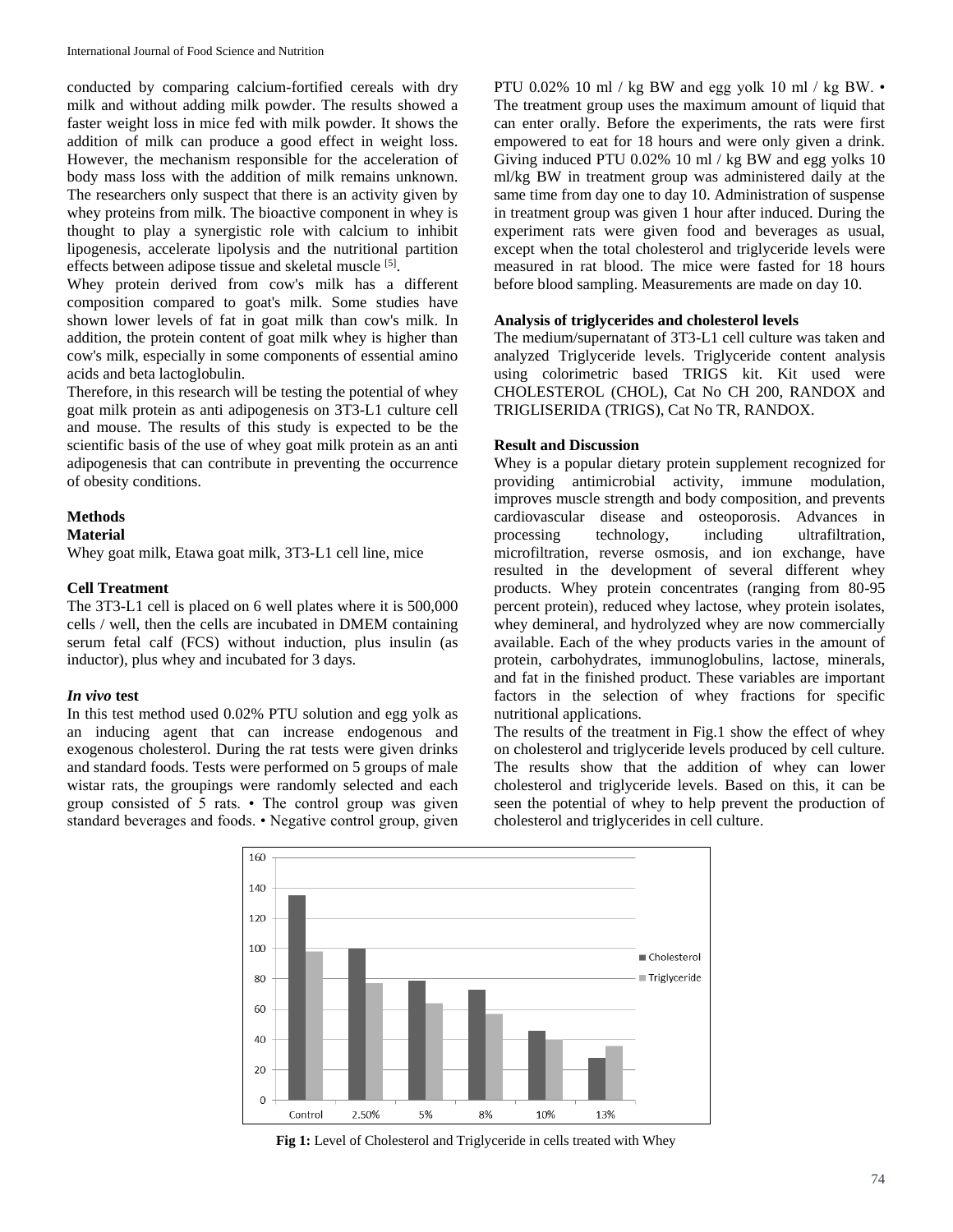conducted by comparing calcium-fortified cereals with dry milk and without adding milk powder. The results showed a faster weight loss in mice fed with milk powder. It shows the addition of milk can produce a good effect in weight loss. However, the mechanism responsible for the acceleration of body mass loss with the addition of milk remains unknown. The researchers only suspect that there is an activity given by whey proteins from milk. The bioactive component in whey is thought to play a synergistic role with calcium to inhibit lipogenesis, accelerate lipolysis and the nutritional partition effects between adipose tissue and skeletal muscle [5].

Whey protein derived from cow's milk has a different composition compared to goat's milk. Some studies have shown lower levels of fat in goat milk than cow's milk. In addition, the protein content of goat milk whey is higher than cow's milk, especially in some components of essential amino acids and beta lactoglobulin.

Therefore, in this research will be testing the potential of whey goat milk protein as anti adipogenesis on 3T3-L1 culture cell and mouse. The results of this study is expected to be the scientific basis of the use of whey goat milk protein as an anti adipogenesis that can contribute in preventing the occurrence of obesity conditions.

## Methods

### Material

Whey goat milk, Etawa goat milk, 3T3-L1 cell line, mice

### Cell Treatment

The 3T3-L1 cell is placed on 6 well plates where it is 500,000 cells / well, then the cells are incubated in DMEM containing serum fetal calf (FCS) without induction, plus insulin (as inductor), plus whey and incubated for 3 days.

### *In vivo* test

In this test method used 0.02% PTU solution and egg yolk as an inducing agent that can increase endogenous and exogenous cholesterol. During the rat tests were given drinks and standard foods. Tests were performed on 5 groups of male wistar rats, the groupings were randomly selected and each group consisted of 5 rats. • The control group was given standard beverages and foods. • Negative control group, given PTU 0.02% 10 ml / kg BW and egg yolk 10 ml / kg BW. • The treatment group uses the maximum amount of liquid that can enter orally. Before the experiments, the rats were first empowered to eat for 18 hours and were only given a drink. Giving induced PTU 0.02% 10 ml / kg BW and egg yolks 10 ml/kg BW in treatment group was administered daily at the same time from day one to day 10. Administration of suspense in treatment group was given 1 hour after induced. During the experiment rats were given food and beverages as usual, except when the total cholesterol and triglyceride levels were measured in rat blood. The mice were fasted for 18 hours before blood sampling. Measurements are made on day 10.

### Analysis of triglycerides and cholesterol levels

The medium/supernatant of 3T3-L1 cell culture was taken and analyzed Triglyceride levels. Triglyceride content analysis using colorimetric based TRIGS kit. Kit used were CHOLESTEROL (CHOL), Cat No CH 200, RANDOX and TRIGLISERIDA (TRIGS), Cat No TR, RANDOX.

## Result and Discussion

Whey is a popular dietary protein supplement recognized for providing antimicrobial activity, immune modulation, improves muscle strength and body composition, and prevents cardiovascular disease and osteoporosis. Advances in processing technology, including ultrafiltration, microfiltration, reverse osmosis, and ion exchange, have resulted in the development of several different whey products. Whey protein concentrates (ranging from 80-95 percent protein), reduced whey lactose, whey protein isolates, whey demineral, and hydrolyzed whey are now commercially available. Each of the whey products varies in the amount of protein, carbohydrates, immunoglobulins, lactose, minerals, and fat in the finished product. These variables are important factors in the selection of whey fractions for specific nutritional applications.

The results of the treatment in Fig.1 show the effect of whey on cholesterol and triglyceride levels produced by cell culture. The results show that the addition of whey can lower cholesterol and triglyceride levels. Based on this, it can be seen the potential of whey to help prevent the production of cholesterol and triglycerides in cell culture.

**Fig 1:** Level of Cholesterol and Triglyceride in cells treated with Whey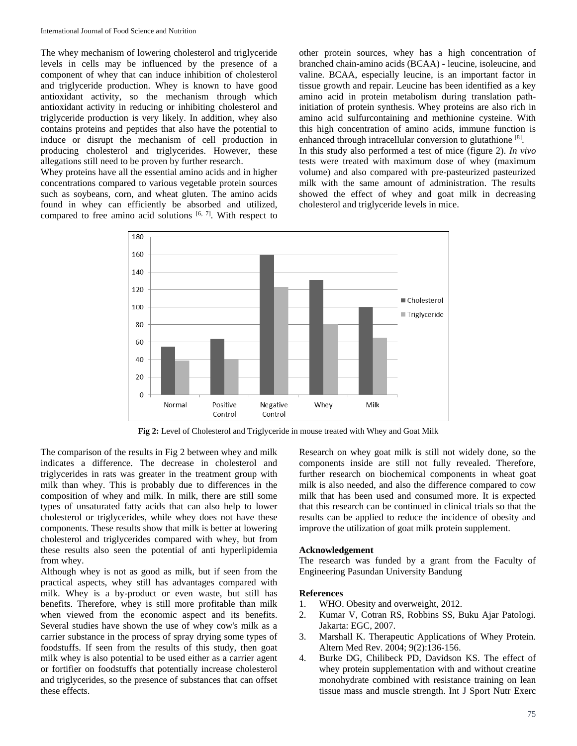The whey mechanism of lowering cholesterol and triglyceride levels in cells may be influenced by the presence of a component of whey that can induce inhibition of cholesterol and triglyceride production. Whey is known to have good antioxidant activity, so the mechanism through which antioxidant activity in reducing or inhibiting cholesterol and triglyceride production is very likely. In addition, whey also contains proteins and peptides that also have the potential to induce or disrupt the mechanism of cell production in producing cholesterol and triglycerides. However, these allegations still need to be proven by further research.

Whey proteins have all the essential amino acids and in higher concentrations compared to various vegetable protein sources such as soybeans, corn, and wheat gluten. The amino acids found in whey can efficiently be absorbed and utilized, compared to free amino acid solutions [6, 7]. With respect to other protein sources, whey has a high concentration of branched chain-amino acids (BCAA) - leucine, isoleucine, and valine. BCAA, especially leucine, is an important factor in tissue growth and repair. Leucine has been identified as a key amino acid in protein metabolism during translation path-initiation of protein synthesis. Whey proteins are also rich in amino acid sulfurcontaining and methionine cysteine. With this high concentration of amino acids, immune function is enhanced through intracellular conversion to glutathione [8].

In this study also performed a test of mice (figure 2). *In vivo* tests were treated with maximum dose of whey (maximum volume) and also compared with pre-pasteurized pasteurized milk with the same amount of administration. The results showed the effect of whey and goat milk in decreasing cholesterol and triglyceride levels in mice.

**Fig 2:** Level of Cholesterol and Triglyceride in mouse treated with Whey and Goat Milk

The comparison of the results in Fig 2 between whey and milk indicates a difference. The decrease in cholesterol and triglycerides in rats was greater in the treatment group with milk than whey. This is probably due to differences in the composition of whey and milk. In milk, there are still some types of unsaturated fatty acids that can also help to lower cholesterol or triglycerides, while whey does not have these components. These results show that milk is better at lowering cholesterol and triglycerides compared with whey, but from these results also seen the potential of anti hyperlipidemia from whey.

Although whey is not as good as milk, but if seen from the practical aspects, whey still has advantages compared with milk. Whey is a by-product or even waste, but still has benefits. Therefore, whey is still more profitable than milk when viewed from the economic aspect and its benefits. Several studies have shown the use of whey cow's milk as a carrier substance in the process of spray drying some types of foodstuffs. If seen from the results of this study, then goat milk whey is also potential to be used either as a carrier agent or fortifier on foodstuffs that potentially increase cholesterol and triglycerides, so the presence of substances that can offset these effects.

Research on whey goat milk is still not widely done, so the components inside are still not fully revealed. Therefore, further research on biochemical components in wheat goat milk is also needed, and also the difference compared to cow milk that has been used and consumed more. It is expected that this research can be continued in clinical trials so that the results can be applied to reduce the incidence of obesity and improve the utilization of goat milk protein supplement.

**Acknowledgement**

The research was funded by a grant from the Faculty of Engineering Pasundan University Bandung

**References**

1. WHO. Obesity and overweight, 2012.
2. Kumar V, Cotran RS, Robbins SS, Buku Ajar Patologi. Jakarta: EGC, 2007.
3. Marshall K. Therapeutic Applications of Whey Protein. Altern Med Rev. 2004; 9(2):136-156.
4. Burke DG, Chilibeck PD, Davidson KS. The effect of whey protein supplementation with and without creatine monohydrate combined with resistance training on lean tissue mass and muscle strength. Int J Sport Nutr Exerc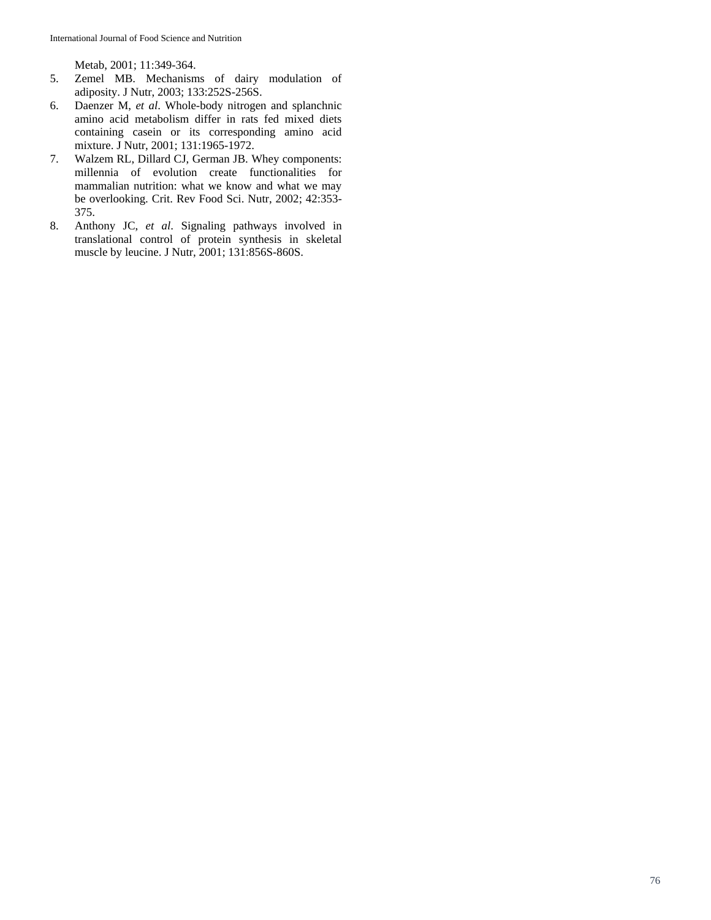Metab, 2001; 11:349-364.

5. Zemel MB. Mechanisms of dairy modulation of adiposity. J Nutr, 2003; 133:252S-256S.
6. Daenzer M, *et al*. Whole-body nitrogen and splanchnic amino acid metabolism differ in rats fed mixed diets containing casein or its corresponding amino acid mixture. J Nutr, 2001; 131:1965-1972.
7. Walzem RL, Dillard CJ, German JB. Whey components: millennia of evolution create functionalities for mammalian nutrition: what we know and what we may be overlooking. Crit. Rev Food Sci. Nutr, 2002; 42:353-375.
8. Anthony JC, *et al*. Signaling pathways involved in translational control of protein synthesis in skeletal muscle by leucine. J Nutr, 2001; 131:856S-860S.